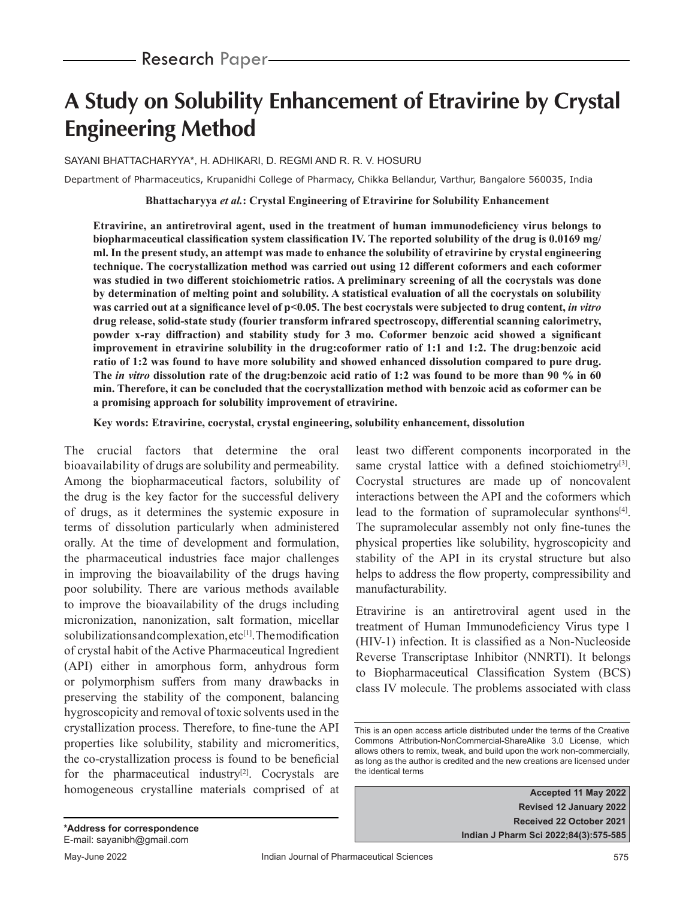Research Paper

# A Study on Solubility Enhancement of Etravirine by Crystal Engineering Method

SAYANI BHATTACHARYYA*, H. ADHIKARI, D. REGMI AND R. R. V. HOSURU

Department of Pharmaceutics, Krupanidhi College of Pharmacy, Chikka Bellandur, Varthur, Bangalore 560035, India

**Bhattacharyya *et al.*: Crystal Engineering of Etravirine for Solubility Enhancement**

**Etravirine, an antiretroviral agent, used in the treatment of human immunodeficiency virus belongs to biopharmaceutical classification system classification IV. The reported solubility of the drug is 0.0169 mg/ml. In the present study, an attempt was made to enhance the solubility of etravirine by crystal engineering technique. The cocrystallization method was carried out using 12 different coformers and each coformer was studied in two different stoichiometric ratios. A preliminary screening of all the cocrystals was done by determination of melting point and solubility. A statistical evaluation of all the cocrystals on solubility was carried out at a significance level of $p<0.05$. The best cocrystals were subjected to drug content, *in vitro* drug release, solid-state study (fourier transform infrared spectroscopy, differential scanning calorimetry, powder x-ray diffraction) and stability study for 3 mo. Coformer benzoic acid showed a significant improvement in etravirine solubility in the drug:coformer ratio of 1:1 and 1:2. The drug:benzoic acid ratio of 1:2 was found to have more solubility and showed enhanced dissolution compared to pure drug. The *in vitro* dissolution rate of the drug:benzoic acid ratio of 1:2 was found to be more than 90 % in 60 min. Therefore, it can be concluded that the cocrystallization method with benzoic acid as coformer can be a promising approach for solubility improvement of etravirine.**

**Key words: Etravirine, cocrystal, crystal engineering, solubility enhancement, dissolution**

The crucial factors that determine the oral bioavailability of drugs are solubility and permeability. Among the biopharmaceutical factors, solubility of the drug is the key factor for the successful delivery of drugs, as it determines the systemic exposure in terms of dissolution particularly when administered orally. At the time of development and formulation, the pharmaceutical industries face major challenges in improving the bioavailability of the drugs having poor solubility. There are various methods available to improve the bioavailability of the drugs including micronization, nanonization, salt formation, micellar solubilizations and complexation, etc[1]. The modification of crystal habit of the Active Pharmaceutical Ingredient (API) either in amorphous form, anhydrous form or polymorphism suffers from many drawbacks in preserving the stability of the component, balancing hygroscopicity and removal of toxic solvents used in the crystallization process. Therefore, to fine-tune the API properties like solubility, stability and micromeritics, the co-crystallization process is found to be beneficial for the pharmaceutical industry[2]. Cocrystals are homogeneous crystalline materials comprised of at least two different components incorporated in the same crystal lattice with a defined stoichiometry[3]. Cocrystal structures are made up of noncovalent interactions between the API and the coformers which lead to the formation of supramolecular synthons[4]. The supramolecular assembly not only fine-tunes the physical properties like solubility, hygroscopicity and stability of the API in its crystal structure but also helps to address the flow property, compressibility and manufacturability.

Etravirine is an antiretroviral agent used in the treatment of Human Immunodeficiency Virus type 1 (HIV-1) infection. It is classified as a Non-Nucleoside Reverse Transcriptase Inhibitor (NNRTI). It belongs to Biopharmaceutical Classification System (BCS) class IV molecule. The problems associated with class

This is an open access article distributed under the terms of the Creative Commons Attribution-NonCommercial-ShareAlike 3.0 License, which allows others to remix, tweak, and build upon the work non-commercially, as long as the author is credited and the new creations are licensed under the identical terms

**Accepted 11 May 2022**
**Revised 12 January 2022**
**Received 22 October 2021**
**Indian J Pharm Sci 2022;84(3):575-585**

***Address for correspondence**
E-mail: sayanibh@gmail.com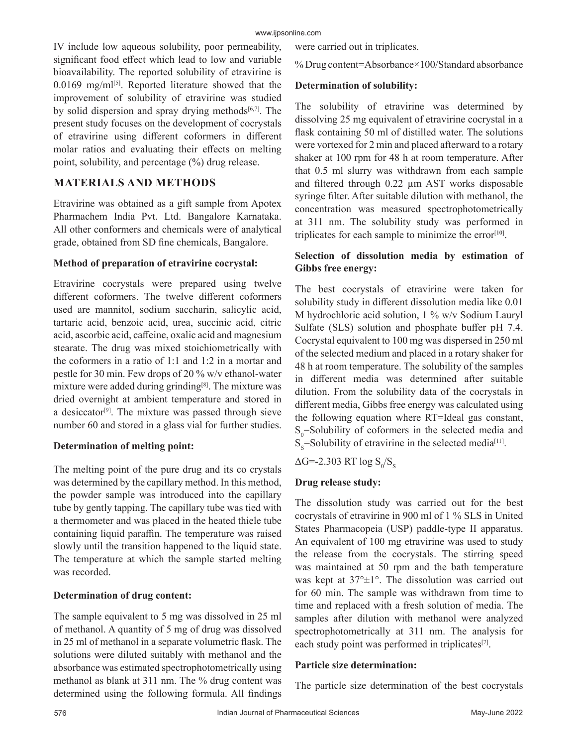IV include low aqueous solubility, poor permeability, significant food effect which lead to low and variable bioavailability. The reported solubility of etravirine is 0.0169 mg/ml[5]. Reported literature showed that the improvement of solubility of etravirine was studied by solid dispersion and spray drying methods[6,7]. The present study focuses on the development of cocrystals of etravirine using different coformers in different molar ratios and evaluating their effects on melting point, solubility, and percentage (%) drug release.

## MATERIALS AND METHODS

Etravirine was obtained as a gift sample from Apotex Pharmachem India Pvt. Ltd. Bangalore Karnataka. All other conformers and chemicals were of analytical grade, obtained from SD fine chemicals, Bangalore.

### Method of preparation of etravirine cocrystal:

Etravirine cocrystals were prepared using twelve different coformers. The twelve different coformers used are mannitol, sodium saccharin, salicylic acid, tartaric acid, benzoic acid, urea, succinic acid, citric acid, ascorbic acid, caffeine, oxalic acid and magnesium stearate. The drug was mixed stoichiometrically with the coformers in a ratio of 1:1 and 1:2 in a mortar and pestle for 30 min. Few drops of 20 % w/v ethanol-water mixture were added during grinding[8]. The mixture was dried overnight at ambient temperature and stored in a desiccator[9]. The mixture was passed through sieve number 60 and stored in a glass vial for further studies.

### Determination of melting point:

The melting point of the pure drug and its co crystals was determined by the capillary method. In this method, the powder sample was introduced into the capillary tube by gently tapping. The capillary tube was tied with a thermometer and was placed in the heated thiele tube containing liquid paraffin. The temperature was raised slowly until the transition happened to the liquid state. The temperature at which the sample started melting was recorded.

### Determination of drug content:

The sample equivalent to 5 mg was dissolved in 25 ml of methanol. A quantity of 5 mg of drug was dissolved in 25 ml of methanol in a separate volumetric flask. The solutions were diluted suitably with methanol and the absorbance was estimated spectrophotometrically using methanol as blank at 311 nm. The % drug content was determined using the following formula. All findings were carried out in triplicates.

% Drug content=Absorbance×100/Standard absorbance

### Determination of solubility:

The solubility of etravirine was determined by dissolving 25 mg equivalent of etravirine cocrystal in a flask containing 50 ml of distilled water. The solutions were vortexed for 2 min and placed afterward to a rotary shaker at 100 rpm for 48 h at room temperature. After that 0.5 ml slurry was withdrawn from each sample and filtered through 0.22 µm AST works disposable syringe filter. After suitable dilution with methanol, the concentration was measured spectrophotometrically at 311 nm. The solubility study was performed in triplicates for each sample to minimize the error[10].

### Selection of dissolution media by estimation of Gibbs free energy:

The best cocrystals of etravirine were taken for solubility study in different dissolution media like 0.01 M hydrochloric acid solution, 1 % w/v Sodium Lauryl Sulfate (SLS) solution and phosphate buffer pH 7.4. Cocrystal equivalent to 100 mg was dispersed in 250 ml of the selected medium and placed in a rotary shaker for 48 h at room temperature. The solubility of the samples in different media was determined after suitable dilution. From the solubility data of the cocrystals in different media, Gibbs free energy was calculated using the following equation where RT=Ideal gas constant, $S_0$=Solubility of coformers in the selected media and $S_S$=Solubility of etravirine in the selected media[11].

$$\Delta G=-2.303\ RT \log S_0/S_S$$

### Drug release study:

The dissolution study was carried out for the best cocrystals of etravirine in 900 ml of 1 % SLS in United States Pharmacopeia (USP) paddle-type II apparatus. An equivalent of 100 mg etravirine was used to study the release from the cocrystals. The stirring speed was maintained at 50 rpm and the bath temperature was kept at 37°±1°. The dissolution was carried out for 60 min. The sample was withdrawn from time to time and replaced with a fresh solution of media. The samples after dilution with methanol were analyzed spectrophotometrically at 311 nm. The analysis for each study point was performed in triplicates[7].

### Particle size determination:

The particle size determination of the best cocrystals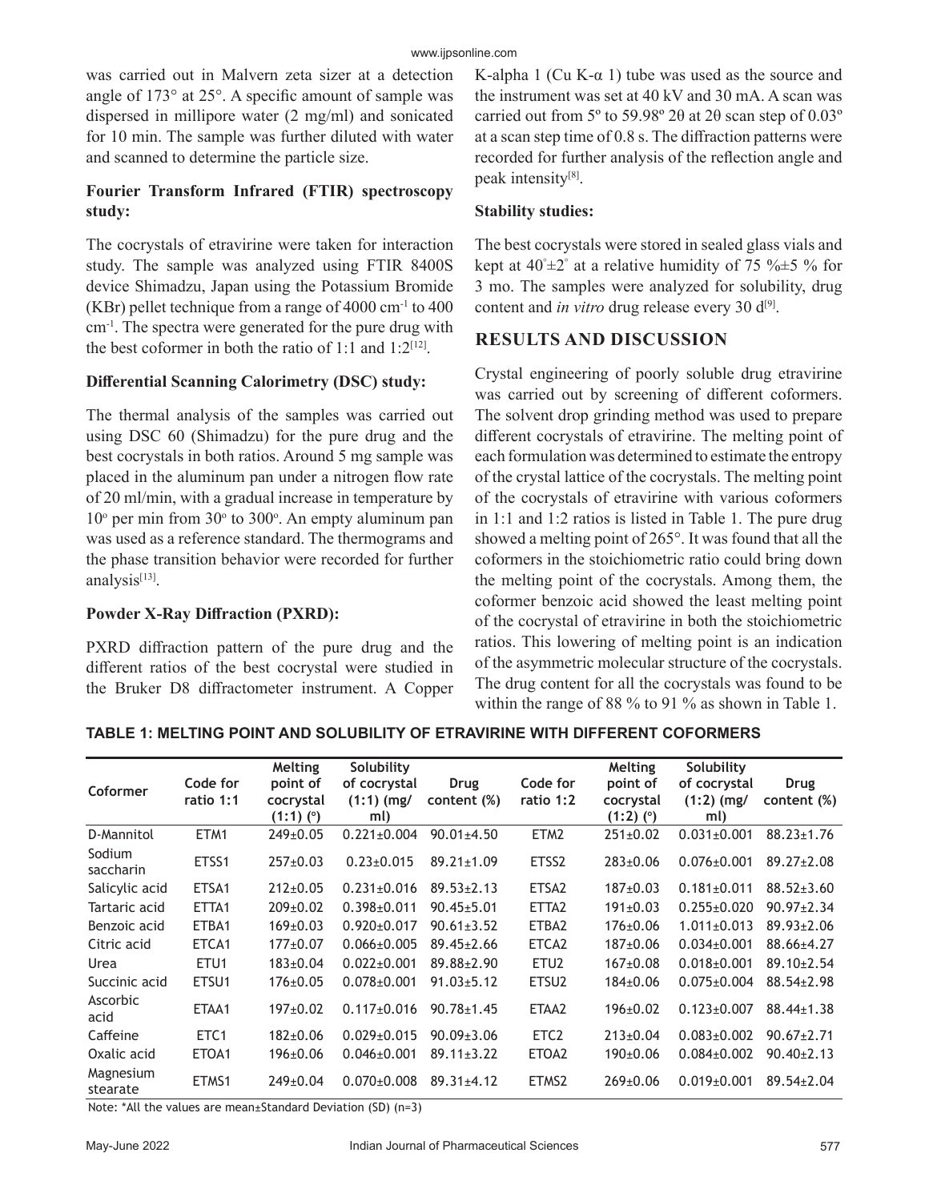was carried out in Malvern zeta sizer at a detection angle of 173° at 25°. A specific amount of sample was dispersed in millipore water (2 mg/ml) and sonicated for 10 min. The sample was further diluted with water and scanned to determine the particle size.

### Fourier Transform Infrared (FTIR) spectroscopy study:

The cocrystals of etravirine were taken for interaction study. The sample was analyzed using FTIR 8400S device Shimadzu, Japan using the Potassium Bromide (KBr) pellet technique from a range of 4000 $cm^{-1}$ to 400 $cm^{-1}$. The spectra were generated for the pure drug with the best coformer in both the ratio of 1:1 and 1:2[12].

### Differential Scanning Calorimetry (DSC) study:

The thermal analysis of the samples was carried out using DSC 60 (Shimadzu) for the pure drug and the best cocrystals in both ratios. Around 5 mg sample was placed in the aluminum pan under a nitrogen flow rate of 20 ml/min, with a gradual increase in temperature by 10° per min from 30° to 300°. An empty aluminum pan was used as a reference standard. The thermograms and the phase transition behavior were recorded for further analysis[13].

### Powder X-Ray Diffraction (PXRD):

PXRD diffraction pattern of the pure drug and the different ratios of the best cocrystal were studied in the Bruker D8 diffractometer instrument. A Copper K-alpha 1 (Cu K-α 1) tube was used as the source and the instrument was set at 40 kV and 30 mA. A scan was carried out from 5º to 59.98º 2θ at 2θ scan step of 0.03º at a scan step time of 0.8 s. The diffraction patterns were recorded for further analysis of the reflection angle and peak intensity[8].

### Stability studies:

The best cocrystals were stored in sealed glass vials and kept at 40°±2° at a relative humidity of 75 %±5 % for 3 mo. The samples were analyzed for solubility, drug content and *in vitro* drug release every 30 d[9].

## RESULTS AND DISCUSSION

Crystal engineering of poorly soluble drug etravirine was carried out by screening of different coformers. The solvent drop grinding method was used to prepare different cocrystals of etravirine. The melting point of each formulation was determined to estimate the entropy of the crystal lattice of the cocrystals. The melting point of the cocrystals of etravirine with various coformers in 1:1 and 1:2 ratios is listed in Table 1. The pure drug showed a melting point of 265°. It was found that all the coformers in the stoichiometric ratio could bring down the melting point of the cocrystals. Among them, the coformer benzoic acid showed the least melting point of the cocrystal of etravirine in both the stoichiometric ratios. This lowering of melting point is an indication of the asymmetric molecular structure of the cocrystals. The drug content for all the cocrystals was found to be within the range of 88 % to 91 % as shown in Table 1.

**TABLE 1: MELTING POINT AND SOLUBILITY OF ETRAVIRINE WITH DIFFERENT COFORMERS**

| Coformer | Code for ratio 1:1 | Melting point of cocrystal (1:1) (°) | Solubility of cocrystal (1:1) (mg/ml) | Drug content (%) | Code for ratio 1:2 | Melting point of cocrystal (1:2) (°) | Solubility of cocrystal (1:2) (mg/ml) | Drug content (%) |
|---|---|---|---|---|---|---|---|---|
| D-Mannitol | ETM1 | 249±0.05 | 0.221±0.004 | 90.01±4.50 | ETM2 | 251±0.02 | 0.031±0.001 | 88.23±1.76 |
| Sodium saccharin | ETSS1 | 257±0.03 | 0.23±0.015 | 89.21±1.09 | ETSS2 | 283±0.06 | 0.076±0.001 | 89.27±2.08 |
| Salicylic acid | ETSA1 | 212±0.05 | 0.231±0.016 | 89.53±2.13 | ETSA2 | 187±0.03 | 0.181±0.011 | 88.52±3.60 |
| Tartaric acid | ETTA1 | 209±0.02 | 0.398±0.011 | 90.45±5.01 | ETTA2 | 191±0.03 | 0.255±0.020 | 90.97±2.34 |
| Benzoic acid | ETBA1 | 169±0.03 | 0.920±0.017 | 90.61±3.52 | ETBA2 | 176±0.06 | 1.011±0.013 | 89.93±2.06 |
| Citric acid | ETCA1 | 177±0.07 | 0.066±0.005 | 89.45±2.66 | ETCA2 | 187±0.06 | 0.034±0.001 | 88.66±4.27 |
| Urea | ETU1 | 183±0.04 | 0.022±0.001 | 89.88±2.90 | ETU2 | 167±0.08 | 0.018±0.001 | 89.10±2.54 |
| Succinic acid | ETSU1 | 176±0.05 | 0.078±0.001 | 91.03±5.12 | ETSU2 | 184±0.06 | 0.075±0.004 | 88.54±2.98 |
| Ascorbic acid | ETAA1 | 197±0.02 | 0.117±0.016 | 90.78±1.45 | ETAA2 | 196±0.02 | 0.123±0.007 | 88.44±1.38 |
| Caffeine | ETC1 | 182±0.06 | 0.029±0.015 | 90.09±3.06 | ETC2 | 213±0.04 | 0.083±0.002 | 90.67±2.71 |
| Oxalic acid | ETOA1 | 196±0.06 | 0.046±0.001 | 89.11±3.22 | ETOA2 | 190±0.06 | 0.084±0.002 | 90.40±2.13 |
| Magnesium stearate | ETMS1 | 249±0.04 | 0.070±0.008 | 89.31±4.12 | ETMS2 | 269±0.06 | 0.019±0.001 | 89.54±2.04 |

Note: *All the values are mean±Standard Deviation (SD) (n=3)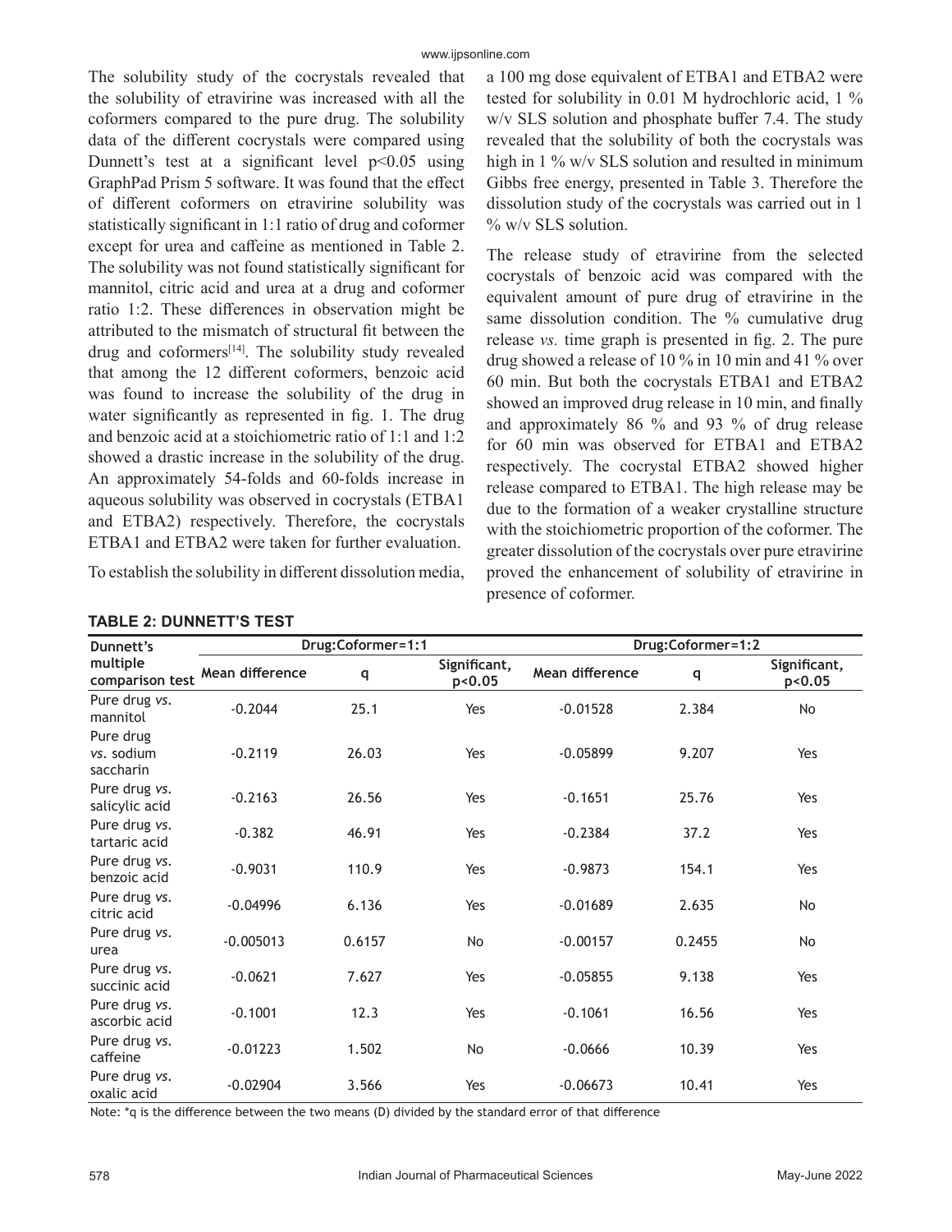The solubility study of the cocrystals revealed that the solubility of etravirine was increased with all the coformers compared to the pure drug. The solubility data of the different cocrystals were compared using Dunnett's test at a significant level $p<0.05$ using GraphPad Prism 5 software. It was found that the effect of different coformers on etravirine solubility was statistically significant in 1:1 ratio of drug and coformer except for urea and caffeine as mentioned in Table 2. The solubility was not found statistically significant for mannitol, citric acid and urea at a drug and coformer ratio 1:2. These differences in observation might be attributed to the mismatch of structural fit between the drug and coformers[14]. The solubility study revealed that among the 12 different coformers, benzoic acid was found to increase the solubility of the drug in water significantly as represented in fig. 1. The drug and benzoic acid at a stoichiometric ratio of 1:1 and 1:2 showed a drastic increase in the solubility of the drug. An approximately 54-folds and 60-folds increase in aqueous solubility was observed in cocrystals (ETBA1 and ETBA2) respectively. Therefore, the cocrystals ETBA1 and ETBA2 were taken for further evaluation.

To establish the solubility in different dissolution media, a 100 mg dose equivalent of ETBA1 and ETBA2 were tested for solubility in 0.01 M hydrochloric acid, 1 % w/v SLS solution and phosphate buffer 7.4. The study revealed that the solubility of both the cocrystals was high in 1 % w/v SLS solution and resulted in minimum Gibbs free energy, presented in Table 3. Therefore the dissolution study of the cocrystals was carried out in 1 % w/v SLS solution.

The release study of etravirine from the selected cocrystals of benzoic acid was compared with the equivalent amount of pure drug of etravirine in the same dissolution condition. The % cumulative drug release *vs.* time graph is presented in fig. 2. The pure drug showed a release of 10 % in 10 min and 41 % over 60 min. But both the cocrystals ETBA1 and ETBA2 showed an improved drug release in 10 min, and finally and approximately 86 % and 93 % of drug release for 60 min was observed for ETBA1 and ETBA2 respectively. The cocrystal ETBA2 showed higher release compared to ETBA1. The high release may be due to the formation of a weaker crystalline structure with the stoichiometric proportion of the coformer. The greater dissolution of the cocrystals over pure etravirine proved the enhancement of solubility of etravirine in presence of coformer.

**TABLE 2: DUNNETT'S TEST**

| Dunnett's multiple comparison test | Drug:Coformer=1:1 | | | Drug:Coformer=1:2 | | |
|---|---|---|---|---|---|---|
| | Mean difference | q | Significant, p<0.05 | Mean difference | q | Significant, p<0.05 |
| Pure drug *vs.* mannitol | -0.2044 | 25.1 | Yes | -0.01528 | 2.384 | No |
| Pure drug *vs.* sodium saccharin | -0.2119 | 26.03 | Yes | -0.05899 | 9.207 | Yes |
| Pure drug *vs.* salicylic acid | -0.2163 | 26.56 | Yes | -0.1651 | 25.76 | Yes |
| Pure drug *vs.* tartaric acid | -0.382 | 46.91 | Yes | -0.2384 | 37.2 | Yes |
| Pure drug *vs.* benzoic acid | -0.9031 | 110.9 | Yes | -0.9873 | 154.1 | Yes |
| Pure drug *vs.* citric acid | -0.04996 | 6.136 | Yes | -0.01689 | 2.635 | No |
| Pure drug *vs.* urea | -0.005013 | 0.6157 | No | -0.00157 | 0.2455 | No |
| Pure drug *vs.* succinic acid | -0.0621 | 7.627 | Yes | -0.05855 | 9.138 | Yes |
| Pure drug *vs.* ascorbic acid | -0.1001 | 12.3 | Yes | -0.1061 | 16.56 | Yes |
| Pure drug *vs.* caffeine | -0.01223 | 1.502 | No | -0.0666 | 10.39 | Yes |
| Pure drug *vs.* oxalic acid | -0.02904 | 3.566 | Yes | -0.06673 | 10.41 | Yes |

Note: *q is the difference between the two means (D) divided by the standard error of that difference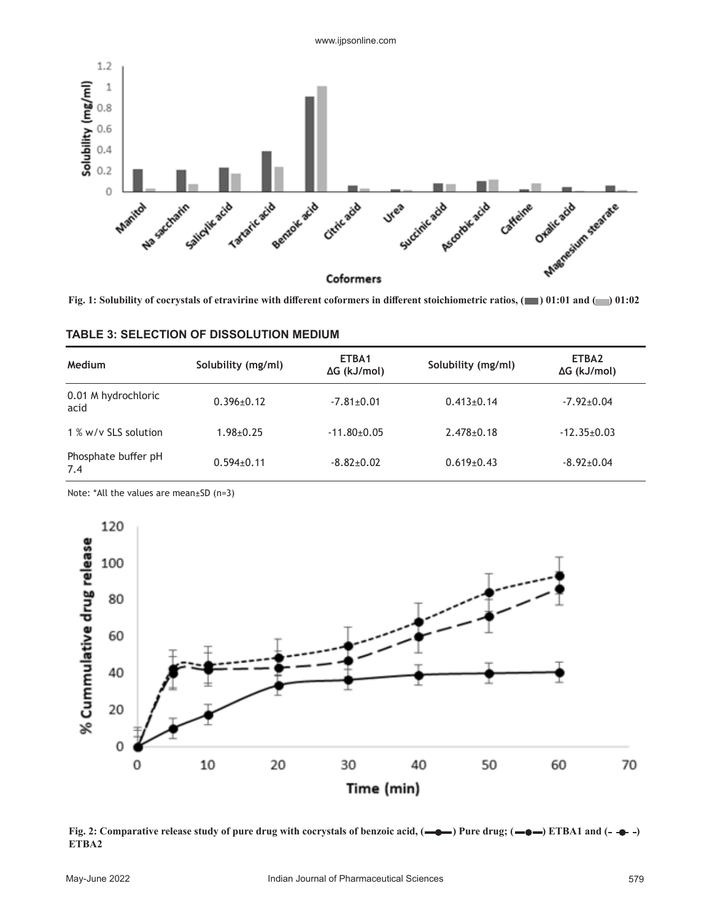Fig. 1: Solubility of cocrystals of etravirine with different coformers in different stoichiometric ratios, (▬) 01:01 and (▬) 01:02

**TABLE 3: SELECTION OF DISSOLUTION MEDIUM**

| Medium | Solubility (mg/ml) | ETBA1 ΔG (kJ/mol) | Solubility (mg/ml) | ETBA2 ΔG (kJ/mol) |
|---|---|---|---|---|
| 0.01 M hydrochloric acid | 0.396±0.12 | -7.81±0.01 | 0.413±0.14 | -7.92±0.04 |
| 1 % w/v SLS solution | 1.98±0.25 | -11.80±0.05 | 2.478±0.18 | -12.35±0.03 |
| Phosphate buffer pH 7.4 | 0.594±0.11 | -8.82±0.02 | 0.619±0.43 | -8.92±0.04 |

Note: *All the values are mean±SD (n=3)

Fig. 2: Comparative release study of pure drug with cocrystals of benzoic acid, (—●—) Pure drug; (—●—) ETBA1 and (- -●- -) ETBA2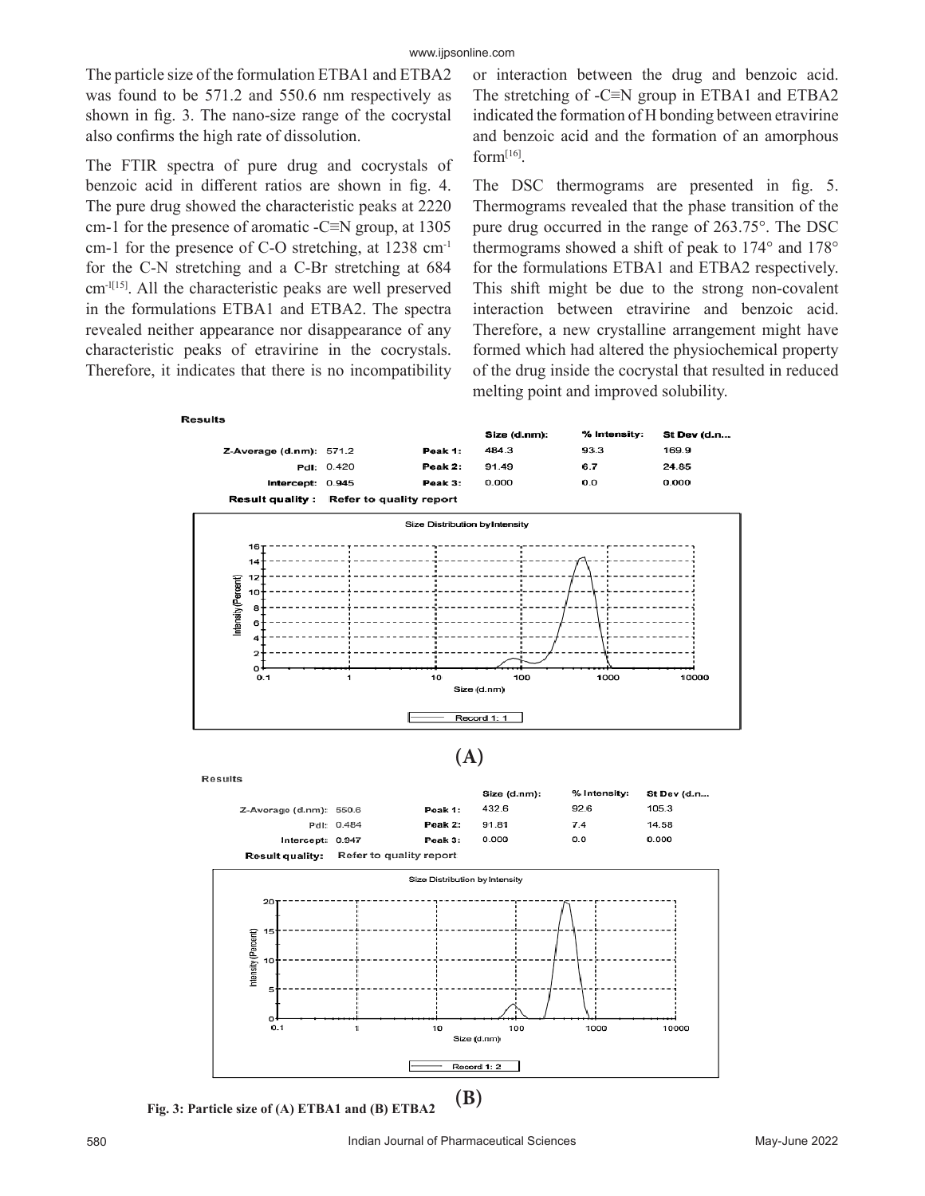The particle size of the formulation ETBA1 and ETBA2 was found to be 571.2 and 550.6 nm respectively as shown in fig. 3. The nano-size range of the cocrystal also confirms the high rate of dissolution.

The FTIR spectra of pure drug and cocrystals of benzoic acid in different ratios are shown in fig. 4. The pure drug showed the characteristic peaks at 2220 cm-1 for the presence of aromatic -C≡N group, at 1305 cm-1 for the presence of C-O stretching, at 1238 $cm^{-1}$ for the C-N stretching and a C-Br stretching at 684 $cm^{-1}$[15]. All the characteristic peaks are well preserved in the formulations ETBA1 and ETBA2. The spectra revealed neither appearance nor disappearance of any characteristic peaks of etravirine in the cocrystals. Therefore, it indicates that there is no incompatibility or interaction between the drug and benzoic acid. The stretching of -C≡N group in ETBA1 and ETBA2 indicated the formation of H bonding between etravirine and benzoic acid and the formation of an amorphous form[16].

The DSC thermograms are presented in fig. 5. Thermograms revealed that the phase transition of the pure drug occurred in the range of 263.75°. The DSC thermograms showed a shift of peak to 174° and 178° for the formulations ETBA1 and ETBA2 respectively. This shift might be due to the strong non-covalent interaction between etravirine and benzoic acid. Therefore, a new crystalline arrangement might have formed which had altered the physiochemical property of the drug inside the cocrystal that resulted in reduced melting point and improved solubility.

**Results**

| | | | Size (d.nm): | % Intensity: | St Dev (d.n... |
|---|---|---|---|---|---|
| Z-Average (d.nm): | 571.2 | Peak 1: | 484.3 | 93.3 | 169.9 |
| PdI: | 0.420 | Peak 2: | 91.49 | 6.7 | 24.85 |
| Intercept: | 0.945 | Peak 3: | 0.000 | 0.0 | 0.000 |

Result quality : Refer to quality report

(A)

**Results**

| | | | Size (d.nm): | % Intensity: | St Dev (d.n... |
|---|---|---|---|---|---|
| Z-Average (d.nm): | 550.6 | Peak 1: | 432.6 | 92.6 | 105.3 |
| PdI: | 0.484 | Peak 2: | 91.81 | 7.4 | 14.58 |
| Intercept: | 0.947 | Peak 3: | 0.000 | 0.0 | 0.000 |

Result quality: Refer to quality report

(B)

**Fig. 3: Particle size of (A) ETBA1 and (B) ETBA2**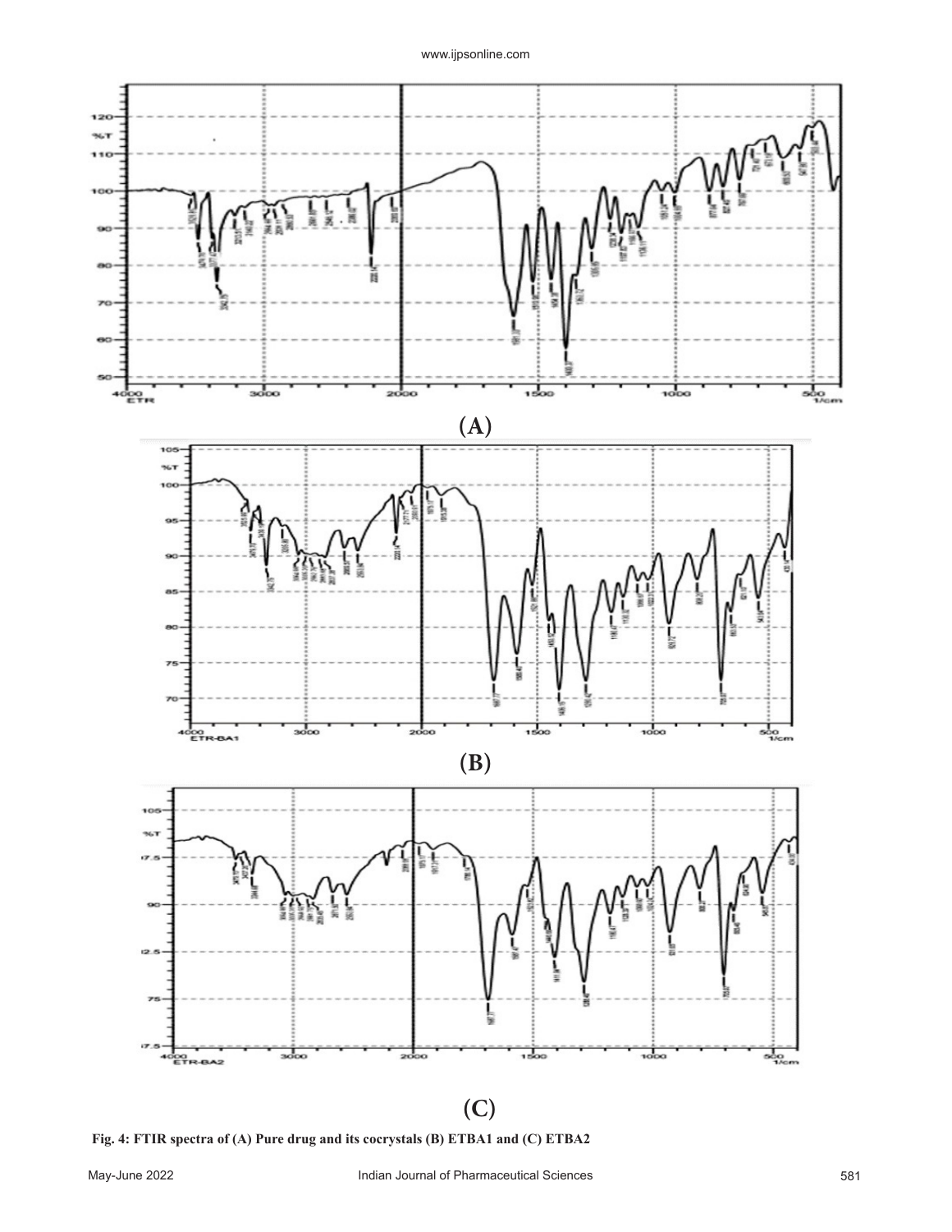(A)

(B)

(C)

**Fig. 4: FTIR spectra of (A) Pure drug and its cocrystals (B) ETBA1 and (C) ETBA2**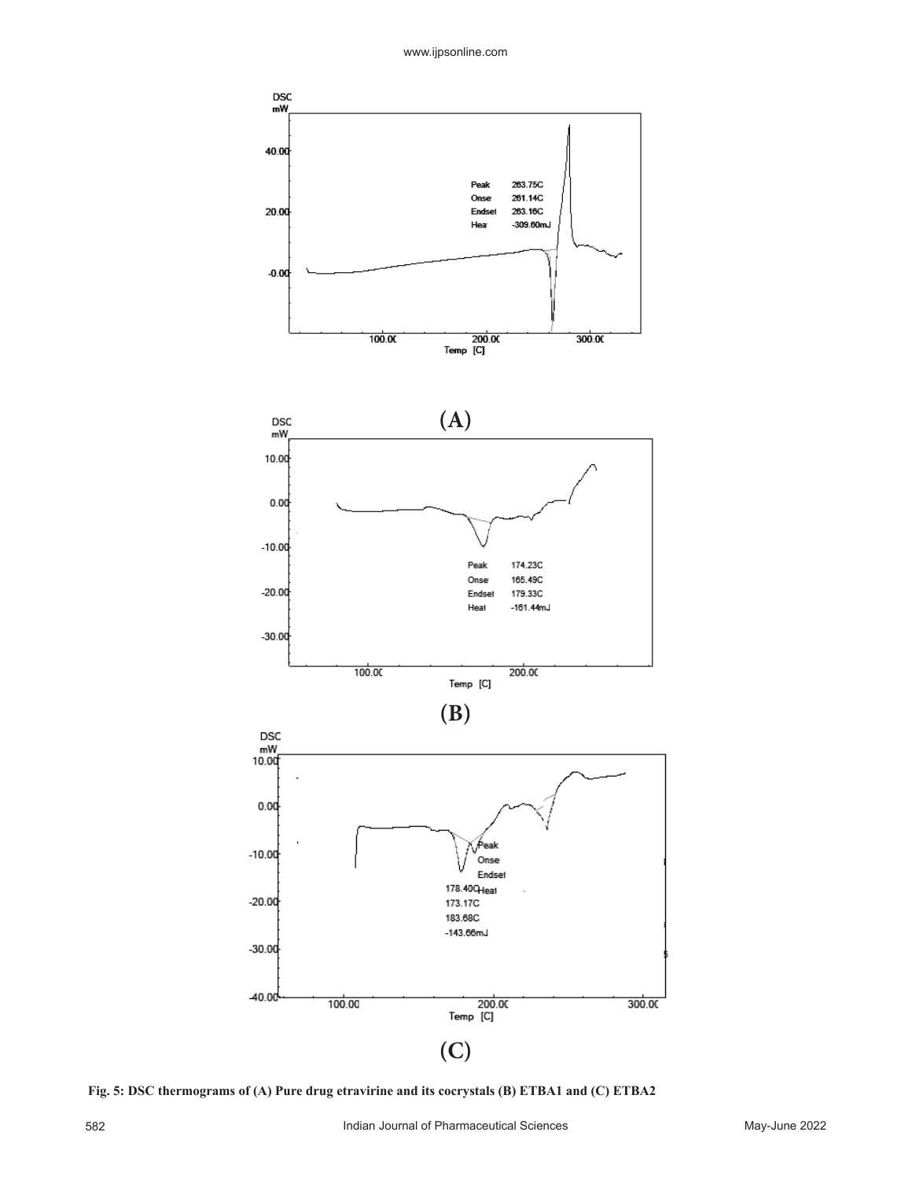Fig. 5: DSC thermograms of (A) Pure drug etravirine and its cocrystals (B) ETBA1 and (C) ETBA2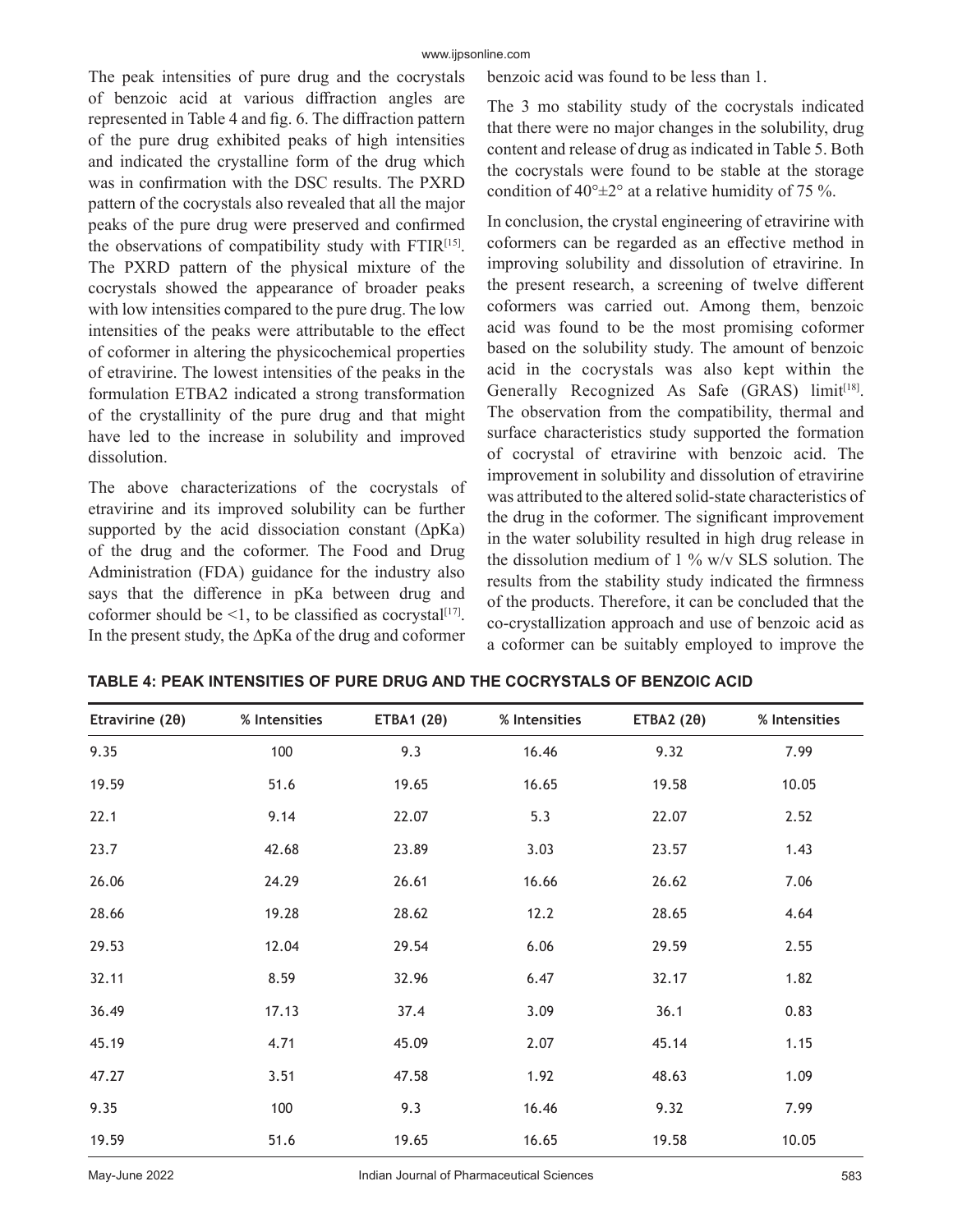The peak intensities of pure drug and the cocrystals of benzoic acid at various diffraction angles are represented in Table 4 and fig. 6. The diffraction pattern of the pure drug exhibited peaks of high intensities and indicated the crystalline form of the drug which was in confirmation with the DSC results. The PXRD pattern of the cocrystals also revealed that all the major peaks of the pure drug were preserved and confirmed the observations of compatibility study with FTIR[15]. The PXRD pattern of the physical mixture of the cocrystals showed the appearance of broader peaks with low intensities compared to the pure drug. The low intensities of the peaks were attributable to the effect of coformer in altering the physicochemical properties of etravirine. The lowest intensities of the peaks in the formulation ETBA2 indicated a strong transformation of the crystallinity of the pure drug and that might have led to the increase in solubility and improved dissolution.

The above characterizations of the cocrystals of etravirine and its improved solubility can be further supported by the acid dissociation constant (ΔpKa) of the drug and the coformer. The Food and Drug Administration (FDA) guidance for the industry also says that the difference in pKa between drug and coformer should be <1, to be classified as cocrystal[17]. In the present study, the ΔpKa of the drug and coformer benzoic acid was found to be less than 1.

The 3 mo stability study of the cocrystals indicated that there were no major changes in the solubility, drug content and release of drug as indicated in Table 5. Both the cocrystals were found to be stable at the storage condition of 40°±2° at a relative humidity of 75 %.

In conclusion, the crystal engineering of etravirine with coformers can be regarded as an effective method in improving solubility and dissolution of etravirine. In the present research, a screening of twelve different coformers was carried out. Among them, benzoic acid was found to be the most promising coformer based on the solubility study. The amount of benzoic acid in the cocrystals was also kept within the Generally Recognized As Safe (GRAS) limit[18]. The observation from the compatibility, thermal and surface characteristics study supported the formation of cocrystal of etravirine with benzoic acid. The improvement in solubility and dissolution of etravirine was attributed to the altered solid-state characteristics of the drug in the coformer. The significant improvement in the water solubility resulted in high drug release in the dissolution medium of 1 % w/v SLS solution. The results from the stability study indicated the firmness of the products. Therefore, it can be concluded that the co-crystallization approach and use of benzoic acid as a coformer can be suitably employed to improve the

**TABLE 4: PEAK INTENSITIES OF PURE DRUG AND THE COCRYSTALS OF BENZOIC ACID**

| Etravirine (2θ) | % Intensities | ETBA1 (2θ) | % Intensities | ETBA2 (2θ) | % Intensities |
|---|---|---|---|---|---|
| 9.35 | 100 | 9.3 | 16.46 | 9.32 | 7.99 |
| 19.59 | 51.6 | 19.65 | 16.65 | 19.58 | 10.05 |
| 22.1 | 9.14 | 22.07 | 5.3 | 22.07 | 2.52 |
| 23.7 | 42.68 | 23.89 | 3.03 | 23.57 | 1.43 |
| 26.06 | 24.29 | 26.61 | 16.66 | 26.62 | 7.06 |
| 28.66 | 19.28 | 28.62 | 12.2 | 28.65 | 4.64 |
| 29.53 | 12.04 | 29.54 | 6.06 | 29.59 | 2.55 |
| 32.11 | 8.59 | 32.96 | 6.47 | 32.17 | 1.82 |
| 36.49 | 17.13 | 37.4 | 3.09 | 36.1 | 0.83 |
| 45.19 | 4.71 | 45.09 | 2.07 | 45.14 | 1.15 |
| 47.27 | 3.51 | 47.58 | 1.92 | 48.63 | 1.09 |
| 9.35 | 100 | 9.3 | 16.46 | 9.32 | 7.99 |
| 19.59 | 51.6 | 19.65 | 16.65 | 19.58 | 10.05 |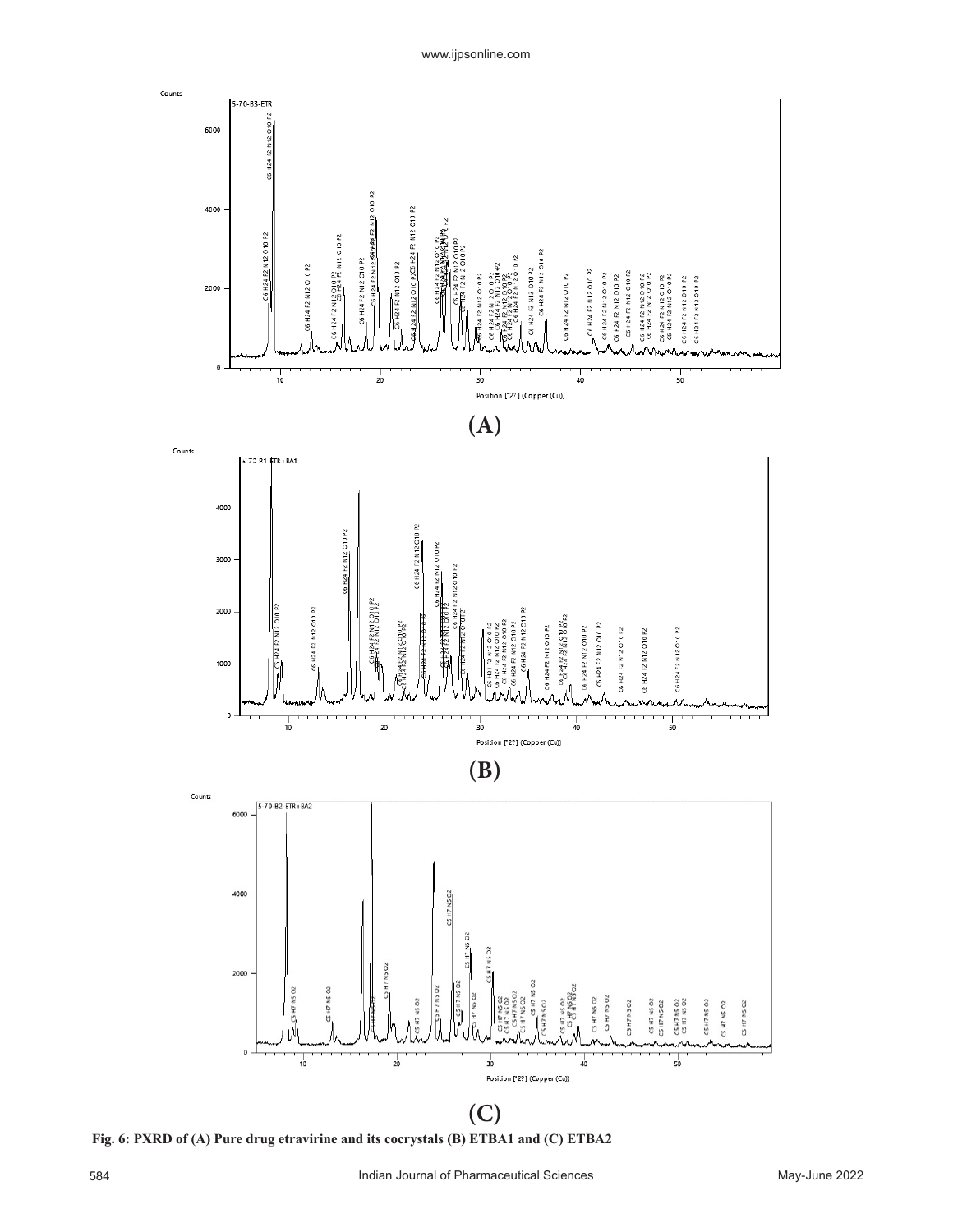(A)

(B)

(C)

**Fig. 6: PXRD of (A) Pure drug etravirine and its cocrystals (B) ETBA1 and (C) ETBA2**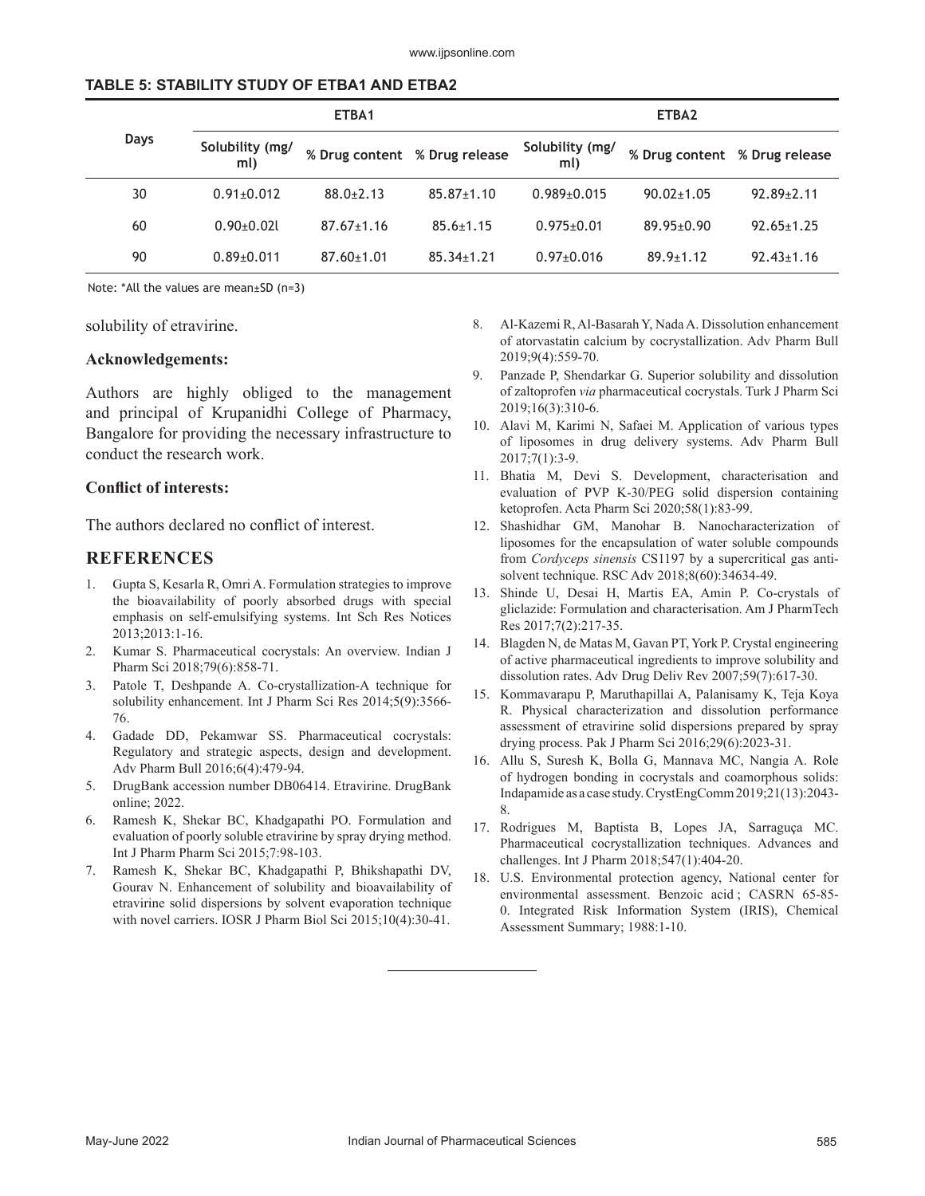**TABLE 5: STABILITY STUDY OF ETBA1 AND ETBA2**

| Days | ETBA1 | | | ETBA2 | | |
|---|---|---|---|---|---|---|
| | Solubility (mg/ml) | % Drug content | % Drug release | Solubility (mg/ml) | % Drug content | % Drug release |
| 30 | 0.91±0.012 | 88.0±2.13 | 85.87±1.10 | 0.989±0.015 | 90.02±1.05 | 92.89±2.11 |
| 60 | 0.90±0.02l | 87.67±1.16 | 85.6±1.15 | 0.975±0.01 | 89.95±0.90 | 92.65±1.25 |
| 90 | 0.89±0.011 | 87.60±1.01 | 85.34±1.21 | 0.97±0.016 | 89.9±1.12 | 92.43±1.16 |

Note: *All the values are mean±SD (n=3)

solubility of etravirine.

### Acknowledgements:

Authors are highly obliged to the management and principal of Krupanidhi College of Pharmacy, Bangalore for providing the necessary infrastructure to conduct the research work.

### Conflict of interests:

The authors declared no conflict of interest.

## REFERENCES

1. Gupta S, Kesarla R, Omri A. Formulation strategies to improve the bioavailability of poorly absorbed drugs with special emphasis on self-emulsifying systems. Int Sch Res Notices 2013;2013:1-16.
2. Kumar S. Pharmaceutical cocrystals: An overview. Indian J Pharm Sci 2018;79(6):858-71.
3. Patole T, Deshpande A. Co-crystallization-A technique for solubility enhancement. Int J Pharm Sci Res 2014;5(9):3566-76.
4. Gadade DD, Pekamwar SS. Pharmaceutical cocrystals: Regulatory and strategic aspects, design and development. Adv Pharm Bull 2016;6(4):479-94.
5. DrugBank accession number DB06414. Etravirine. DrugBank online; 2022.
6. Ramesh K, Shekar BC, Khadgapathi PO. Formulation and evaluation of poorly soluble etravirine by spray drying method. Int J Pharm Pharm Sci 2015;7:98-103.
7. Ramesh K, Shekar BC, Khadgapathi P, Bhikshapathi DV, Gourav N. Enhancement of solubility and bioavailability of etravirine solid dispersions by solvent evaporation technique with novel carriers. IOSR J Pharm Biol Sci 2015;10(4):30-41.
8. Al-Kazemi R, Al-Basarah Y, Nada A. Dissolution enhancement of atorvastatin calcium by cocrystallization. Adv Pharm Bull 2019;9(4):559-70.
9. Panzade P, Shendarkar G. Superior solubility and dissolution of zaltoprofen *via* pharmaceutical cocrystals. Turk J Pharm Sci 2019;16(3):310-6.
10. Alavi M, Karimi N, Safaei M. Application of various types of liposomes in drug delivery systems. Adv Pharm Bull 2017;7(1):3-9.
11. Bhatia M, Devi S. Development, characterisation and evaluation of PVP K-30/PEG solid dispersion containing ketoprofen. Acta Pharm Sci 2020;58(1):83-99.
12. Shashidhar GM, Manohar B. Nanocharacterization of liposomes for the encapsulation of water soluble compounds from *Cordyceps sinensis* CS1197 by a supercritical gas anti-solvent technique. RSC Adv 2018;8(60):34634-49.
13. Shinde U, Desai H, Martis EA, Amin P. Co-crystals of gliclazide: Formulation and characterisation. Am J PharmTech Res 2017;7(2):217-35.
14. Blagden N, de Matas M, Gavan PT, York P. Crystal engineering of active pharmaceutical ingredients to improve solubility and dissolution rates. Adv Drug Deliv Rev 2007;59(7):617-30.
15. Kommavarapu P, Maruthapillai A, Palanisamy K, Teja Koya R. Physical characterization and dissolution performance assessment of etravirine solid dispersions prepared by spray drying process. Pak J Pharm Sci 2016;29(6):2023-31.
16. Allu S, Suresh K, Bolla G, Mannava MC, Nangia A. Role of hydrogen bonding in cocrystals and coamorphous solids: Indapamide as a case study. CrystEngComm 2019;21(13):2043-8.
17. Rodrigues M, Baptista B, Lopes JA, Sarraguça MC. Pharmaceutical cocrystallization techniques. Advances and challenges. Int J Pharm 2018;547(1):404-20.
18. U.S. Environmental protection agency, National center for environmental assessment. Benzoic acid ; CASRN 65-85-0. Integrated Risk Information System (IRIS), Chemical Assessment Summary; 1988:1-10.